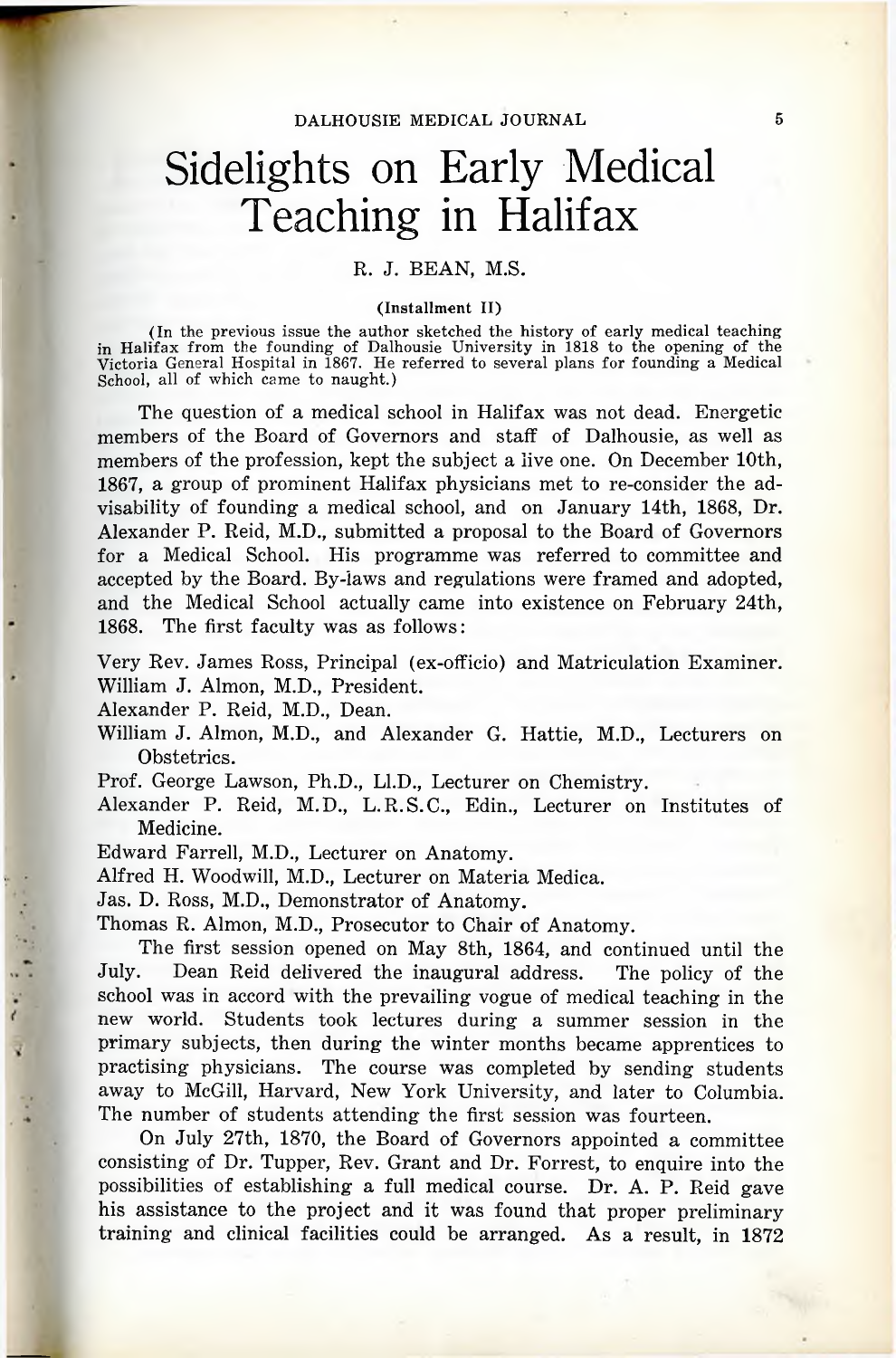# Sidelights on Early Medical Teaching in Halifax

R. J. BEAN, M.S.

(Installment II)

(In the previous issue the author sketched the history of early medical teaching in Halifax from the founding of Dalhousie University in 1818 to the opening of the Victoria General Hospital in 1867. He referred to several plans for founding a Medical School, all of which came to naught.)

The question of a medical school in Halifax was not dead. Energetic members of the Board of Governors and staff of Dalhousie, as well as members of the profession, kept the subject a live one. On December 10th, 1867, a group of prominent Halifax physicians met to re-consider the advisability of founding a medical school, and on January 14th, 1868, Dr. Alexander P. Reid, M.D., submitted a proposal to the Board of Governors for a Medical School. His programme was referred to committee and accepted by the Board. By-laws and regulations were framed and adopted, and the Medical School actually came into existence on February 24th, 1868. The first faculty was as follows:

Very Rev. James Ross, Principal (ex-officio) and Matriculation Examiner.
William J. Almon, M.D., President.
Alexander P. Reid, M.D., Dean.
William J. Almon, M.D., and Alexander G. Hattie, M.D., Lecturers on Obstetrics.
Prof. George Lawson, Ph.D., Ll.D., Lecturer on Chemistry.
Alexander P. Reid, M.D., L.R.S.C., Edin., Lecturer on Institutes of Medicine.
Edward Farrell, M.D., Lecturer on Anatomy.
Alfred H. Woodwill, M.D., Lecturer on Materia Medica.
Jas. D. Ross, M.D., Demonstrator of Anatomy.
Thomas R. Almon, M.D., Prosecutor to Chair of Anatomy.

The first session opened on May 8th, 1864, and continued until the July. Dean Reid delivered the inaugural address. The policy of the school was in accord with the prevailing vogue of medical teaching in the new world. Students took lectures during a summer session in the primary subjects, then during the winter months became apprentices to practising physicians. The course was completed by sending students away to McGill, Harvard, New York University, and later to Columbia. The number of students attending the first session was fourteen.

On July 27th, 1870, the Board of Governors appointed a committee consisting of Dr. Tupper, Rev. Grant and Dr. Forrest, to enquire into the possibilities of establishing a full medical course. Dr. A. P. Reid gave his assistance to the project and it was found that proper preliminary training and clinical facilities could be arranged. As a result, in 1872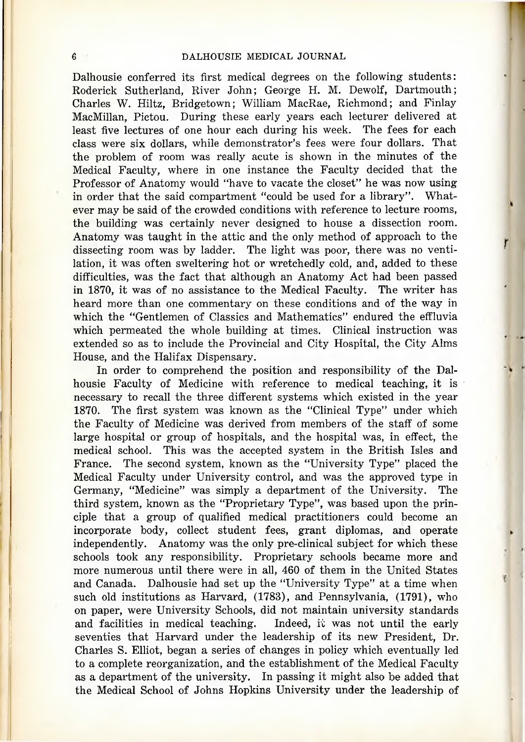Dalhousie conferred its first medical degrees on the following students: Roderick Sutherland, River John; George H. M. Dewolf, Dartmouth; Charles W. Hiltz, Bridgetown; William MacRae, Richmond; and Finlay MacMillan, Pictou. During these early years each lecturer delivered at least five lectures of one hour each during his week. The fees for each class were six dollars, while demonstrator's fees were four dollars. That the problem of room was really acute is shown in the minutes of the Medical Faculty, where in one instance the Faculty decided that the Professor of Anatomy would "have to vacate the closet" he was now using in order that the said compartment "could be used for a library". Whatever may be said of the crowded conditions with reference to lecture rooms, the building was certainly never designed to house a dissection room. Anatomy was taught in the attic and the only method of approach to the dissecting room was by ladder. The light was poor, there was no ventilation, it was often sweltering hot or wretchedly cold, and, added to these difficulties, was the fact that although an Anatomy Act had been passed in 1870, it was of no assistance to the Medical Faculty. The writer has heard more than one commentary on these conditions and of the way in which the "Gentlemen of Classics and Mathematics" endured the effluvia which permeated the whole building at times. Clinical instruction was extended so as to include the Provincial and City Hospital, the City Alms House, and the Halifax Dispensary.

In order to comprehend the position and responsibility of the Dalhousie Faculty of Medicine with reference to medical teaching, it is necessary to recall the three different systems which existed in the year 1870. The first system was known as the "Clinical Type" under which the Faculty of Medicine was derived from members of the staff of some large hospital or group of hospitals, and the hospital was, in effect, the medical school. This was the accepted system in the British Isles and France. The second system, known as the "University Type" placed the Medical Faculty under University control, and was the approved type in Germany, "Medicine" was simply a department of the University. The third system, known as the "Proprietary Type", was based upon the principle that a group of qualified medical practitioners could become an incorporate body, collect student fees, grant diplomas, and operate independently. Anatomy was the only pre-clinical subject for which these schools took any responsibility. Proprietary schools became more and more numerous until there were in all, 460 of them in the United States and Canada. Dalhousie had set up the "University Type" at a time when such old institutions as Harvard, (1783), and Pennsylvania, (1791), who on paper, were University Schools, did not maintain university standards and facilities in medical teaching. Indeed, it was not until the early seventies that Harvard under the leadership of its new President, Dr. Charles S. Elliot, began a series of changes in policy which eventually led to a complete reorganization, and the establishment of the Medical Faculty as a department of the university. In passing it might also be added that the Medical School of Johns Hopkins University under the leadership of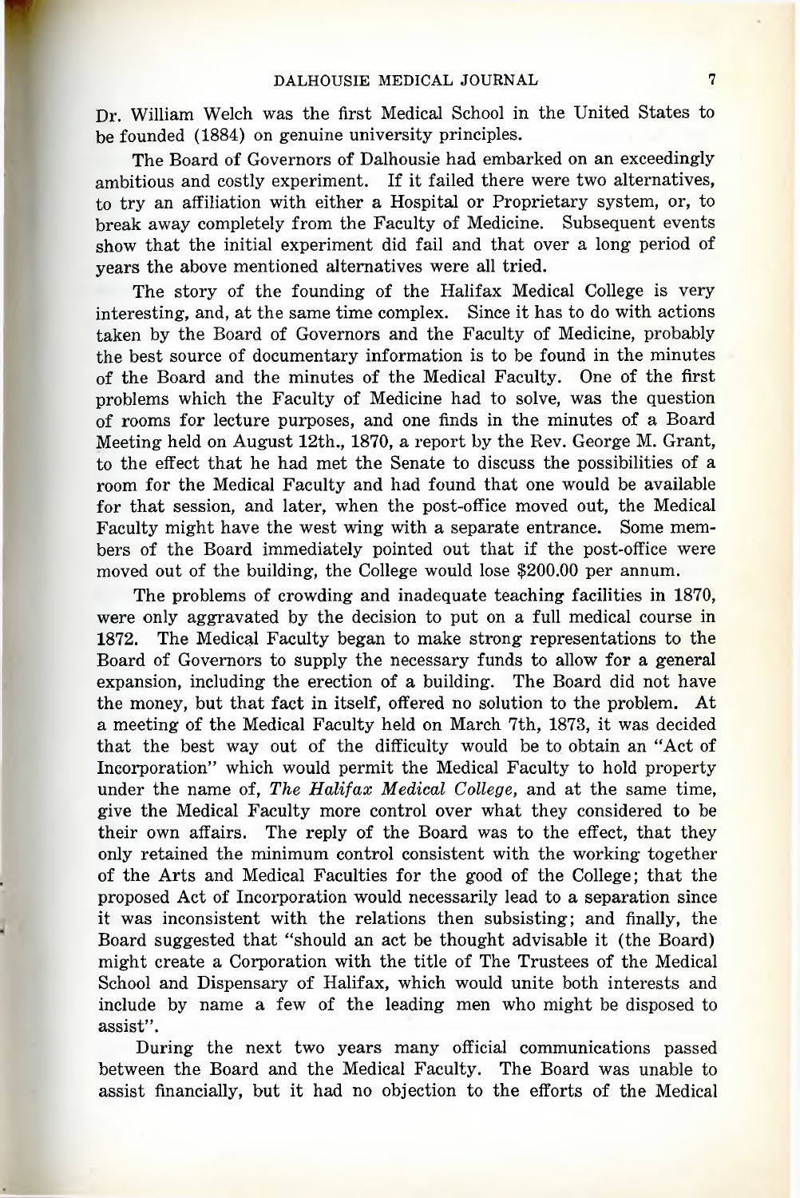Dr. William Welch was the first Medical School in the United States to be founded (1884) on genuine university principles.

The Board of Governors of Dalhousie had embarked on an exceedingly ambitious and costly experiment. If it failed there were two alternatives, to try an affiliation with either a Hospital or Proprietary system, or, to break away completely from the Faculty of Medicine. Subsequent events show that the initial experiment did fail and that over a long period of years the above mentioned alternatives were all tried.

The story of the founding of the Halifax Medical College is very interesting, and, at the same time complex. Since it has to do with actions taken by the Board of Governors and the Faculty of Medicine, probably the best source of documentary information is to be found in the minutes of the Board and the minutes of the Medical Faculty. One of the first problems which the Faculty of Medicine had to solve, was the question of rooms for lecture purposes, and one finds in the minutes of a Board Meeting held on August 12th., 1870, a report by the Rev. George M. Grant, to the effect that he had met the Senate to discuss the possibilities of a room for the Medical Faculty and had found that one would be available for that session, and later, when the post-office moved out, the Medical Faculty might have the west wing with a separate entrance. Some members of the Board immediately pointed out that if the post-office were moved out of the building, the College would lose $200.00 per annum.

The problems of crowding and inadequate teaching facilities in 1870, were only aggravated by the decision to put on a full medical course in 1872. The Medical Faculty began to make strong representations to the Board of Governors to supply the necessary funds to allow for a general expansion, including the erection of a building. The Board did not have the money, but that fact in itself, offered no solution to the problem. At a meeting of the Medical Faculty held on March 7th, 1873, it was decided that the best way out of the difficulty would be to obtain an "Act of Incorporation" which would permit the Medical Faculty to hold property under the name of, *The Halifax Medical College*, and at the same time, give the Medical Faculty more control over what they considered to be their own affairs. The reply of the Board was to the effect, that they only retained the minimum control consistent with the working together of the Arts and Medical Faculties for the good of the College; that the proposed Act of Incorporation would necessarily lead to a separation since it was inconsistent with the relations then subsisting; and finally, the Board suggested that "should an act be thought advisable it (the Board) might create a Corporation with the title of The Trustees of the Medical School and Dispensary of Halifax, which would unite both interests and include by name a few of the leading men who might be disposed to assist".

During the next two years many official communications passed between the Board and the Medical Faculty. The Board was unable to assist financially, but it had no objection to the efforts of the Medical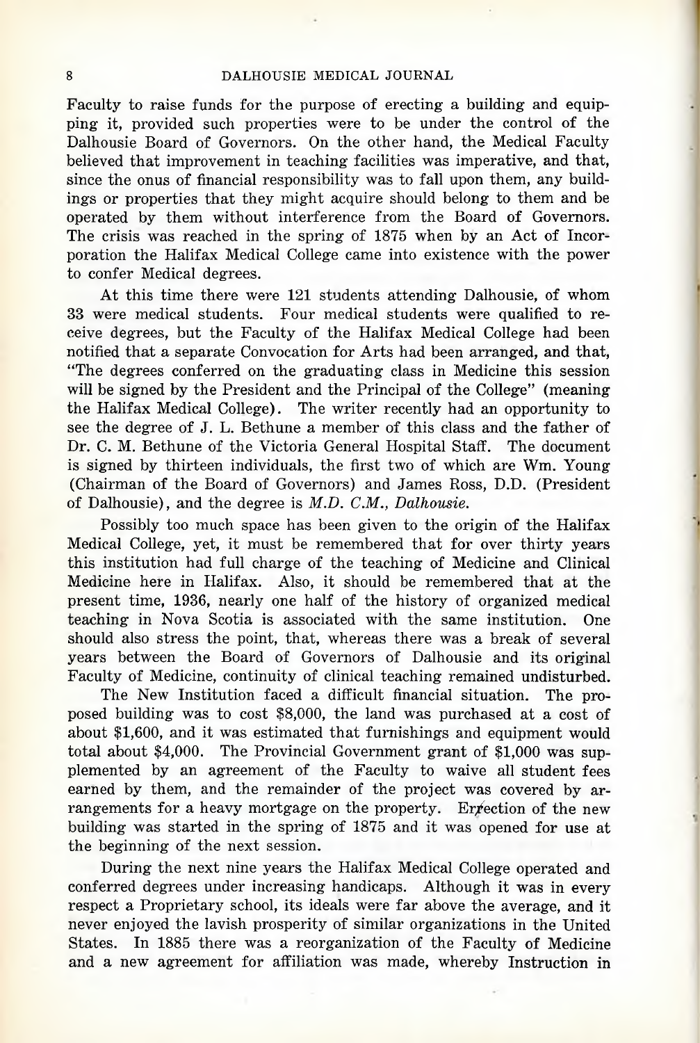Faculty to raise funds for the purpose of erecting a building and equipping it, provided such properties were to be under the control of the Dalhousie Board of Governors. On the other hand, the Medical Faculty believed that improvement in teaching facilities was imperative, and that, since the onus of financial responsibility was to fall upon them, any buildings or properties that they might acquire should belong to them and be operated by them without interference from the Board of Governors. The crisis was reached in the spring of 1875 when by an Act of Incorporation the Halifax Medical College came into existence with the power to confer Medical degrees.

At this time there were 121 students attending Dalhousie, of whom 33 were medical students. Four medical students were qualified to receive degrees, but the Faculty of the Halifax Medical College had been notified that a separate Convocation for Arts had been arranged, and that, "The degrees conferred on the graduating class in Medicine this session will be signed by the President and the Principal of the College" (meaning the Halifax Medical College). The writer recently had an opportunity to see the degree of J. L. Bethune a member of this class and the father of Dr. C. M. Bethune of the Victoria General Hospital Staff. The document is signed by thirteen individuals, the first two of which are Wm. Young (Chairman of the Board of Governors) and James Ross, D.D. (President of Dalhousie), and the degree is *M.D. C.M., Dalhousie.*

Possibly too much space has been given to the origin of the Halifax Medical College, yet, it must be remembered that for over thirty years this institution had full charge of the teaching of Medicine and Clinical Medicine here in Halifax. Also, it should be remembered that at the present time, 1936, nearly one half of the history of organized medical teaching in Nova Scotia is associated with the same institution. One should also stress the point, that, whereas there was a break of several years between the Board of Governors of Dalhousie and its original Faculty of Medicine, continuity of clinical teaching remained undisturbed.

The New Institution faced a difficult financial situation. The proposed building was to cost $8,000, the land was purchased at a cost of about $1,600, and it was estimated that furnishings and equipment would total about $4,000. The Provincial Government grant of $1,000 was supplemented by an agreement of the Faculty to waive all student fees earned by them, and the remainder of the project was covered by arrangements for a heavy mortgage on the property. Errection of the new building was started in the spring of 1875 and it was opened for use at the beginning of the next session.

During the next nine years the Halifax Medical College operated and conferred degrees under increasing handicaps. Although it was in every respect a Proprietary school, its ideals were far above the average, and it never enjoyed the lavish prosperity of similar organizations in the United States. In 1885 there was a reorganization of the Faculty of Medicine and a new agreement for affiliation was made, whereby Instruction in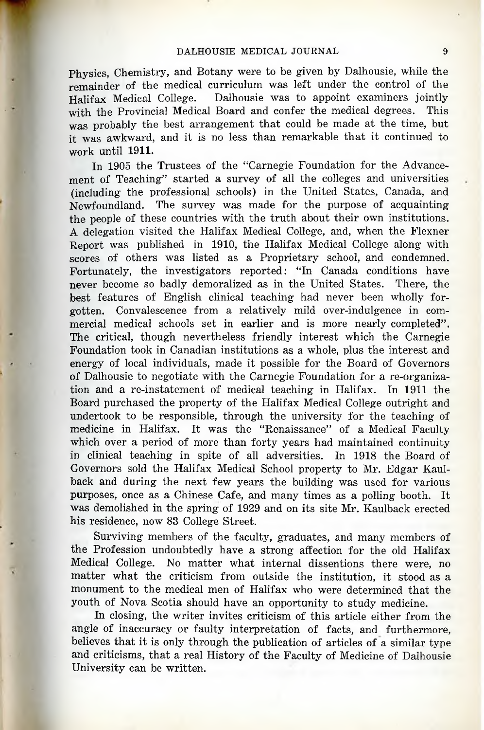Physics, Chemistry, and Botany were to be given by Dalhousie, while the remainder of the medical curriculum was left under the control of the Halifax Medical College. Dalhousie was to appoint examiners jointly with the Provincial Medical Board and confer the medical degrees. This was probably the best arrangement that could be made at the time, but it was awkward, and it is no less than remarkable that it continued to work until 1911.

In 1905 the Trustees of the "Carnegie Foundation for the Advancement of Teaching" started a survey of all the colleges and universities (including the professional schools) in the United States, Canada, and Newfoundland. The survey was made for the purpose of acquainting the people of these countries with the truth about their own institutions. A delegation visited the Halifax Medical College, and, when the Flexner Report was published in 1910, the Halifax Medical College along with scores of others was listed as a Proprietary school, and condemned. Fortunately, the investigators reported: "In Canada conditions have never become so badly demoralized as in the United States. There, the best features of English clinical teaching had never been wholly forgotten. Convalescence from a relatively mild over-indulgence in commercial medical schools set in earlier and is more nearly completed". The critical, though nevertheless friendly interest which the Carnegie Foundation took in Canadian institutions as a whole, plus the interest and energy of local individuals, made it possible for the Board of Governors of Dalhousie to negotiate with the Carnegie Foundation for a re-organization and a re-instatement of medical teaching in Halifax. In 1911 the Board purchased the property of the Halifax Medical College outright and undertook to be responsible, through the university for the teaching of medicine in Halifax. It was the "Renaissance" of a Medical Faculty which over a period of more than forty years had maintained continuity in clinical teaching in spite of all adversities. In 1918 the Board of Governors sold the Halifax Medical School property to Mr. Edgar Kaulback and during the next few years the building was used for various purposes, once as a Chinese Cafe, and many times as a polling booth. It was demolished in the spring of 1929 and on its site Mr. Kaulback erected his residence, now 83 College Street.

Surviving members of the faculty, graduates, and many members of the Profession undoubtedly have a strong affection for the old Halifax Medical College. No matter what internal dissentions there were, no matter what the criticism from outside the institution, it stood as a monument to the medical men of Halifax who were determined that the youth of Nova Scotia should have an opportunity to study medicine.

In closing, the writer invites criticism of this article either from the angle of inaccuracy or faulty interpretation of facts, and furthermore, believes that it is only through the publication of articles of a similar type and criticisms, that a real History of the Faculty of Medicine of Dalhousie University can be written.